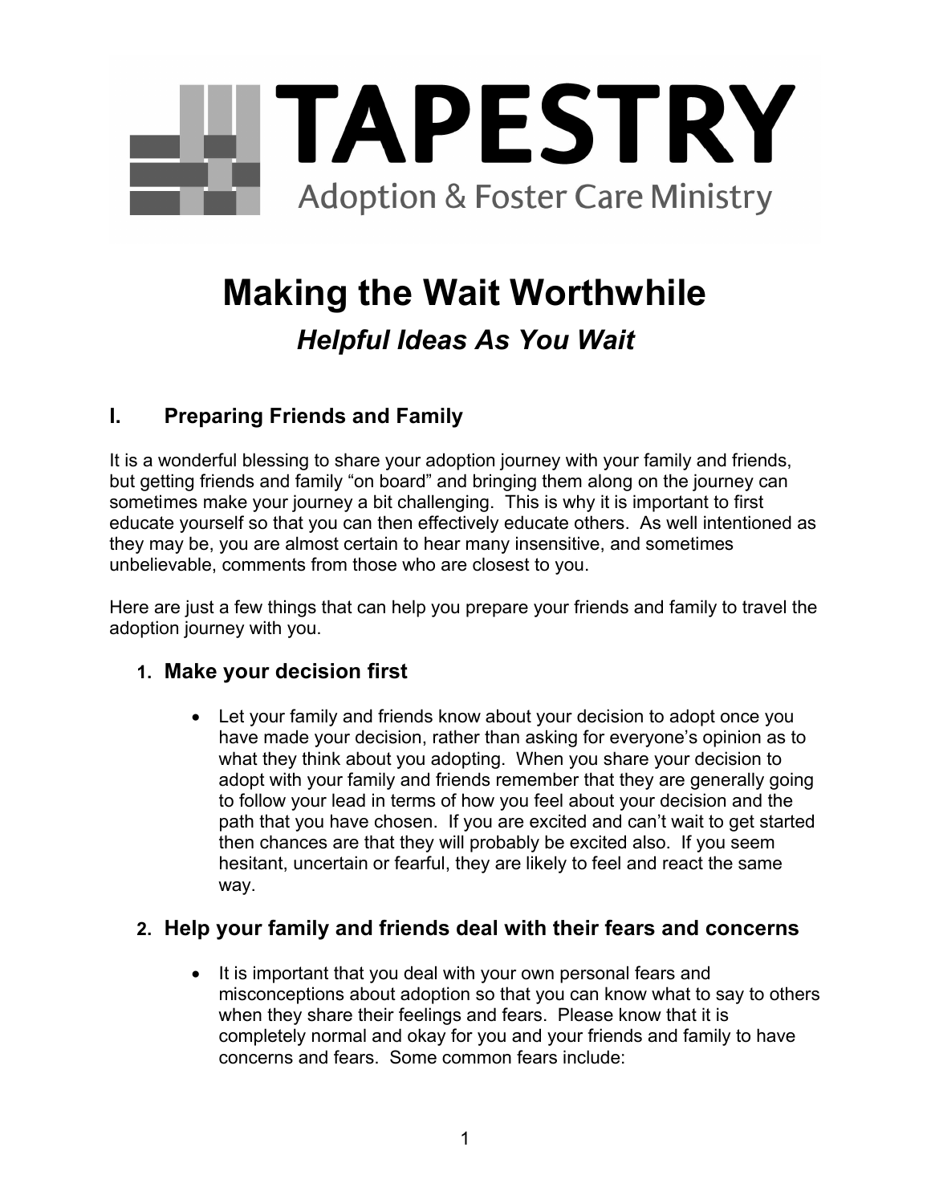# TAPESTRY

Adoption & Foster Care Ministry

# Making the Wait Worthwhile

## *Helpful Ideas As You Wait*

## I. Preparing Friends and Family

It is a wonderful blessing to share your adoption journey with your family and friends, but getting friends and family "on board" and bringing them along on the journey can sometimes make your journey a bit challenging. This is why it is important to first educate yourself so that you can then effectively educate others. As well intentioned as they may be, you are almost certain to hear many insensitive, and sometimes unbelievable, comments from those who are closest to you.

Here are just a few things that can help you prepare your friends and family to travel the adoption journey with you.

### 1. Make your decision first

- Let your family and friends know about your decision to adopt once you have made your decision, rather than asking for everyone's opinion as to what they think about you adopting. When you share your decision to adopt with your family and friends remember that they are generally going to follow your lead in terms of how you feel about your decision and the path that you have chosen. If you are excited and can't wait to get started then chances are that they will probably be excited also. If you seem hesitant, uncertain or fearful, they are likely to feel and react the same way.

### 2. Help your family and friends deal with their fears and concerns

- It is important that you deal with your own personal fears and misconceptions about adoption so that you can know what to say to others when they share their feelings and fears. Please know that it is completely normal and okay for you and your friends and family to have concerns and fears. Some common fears include: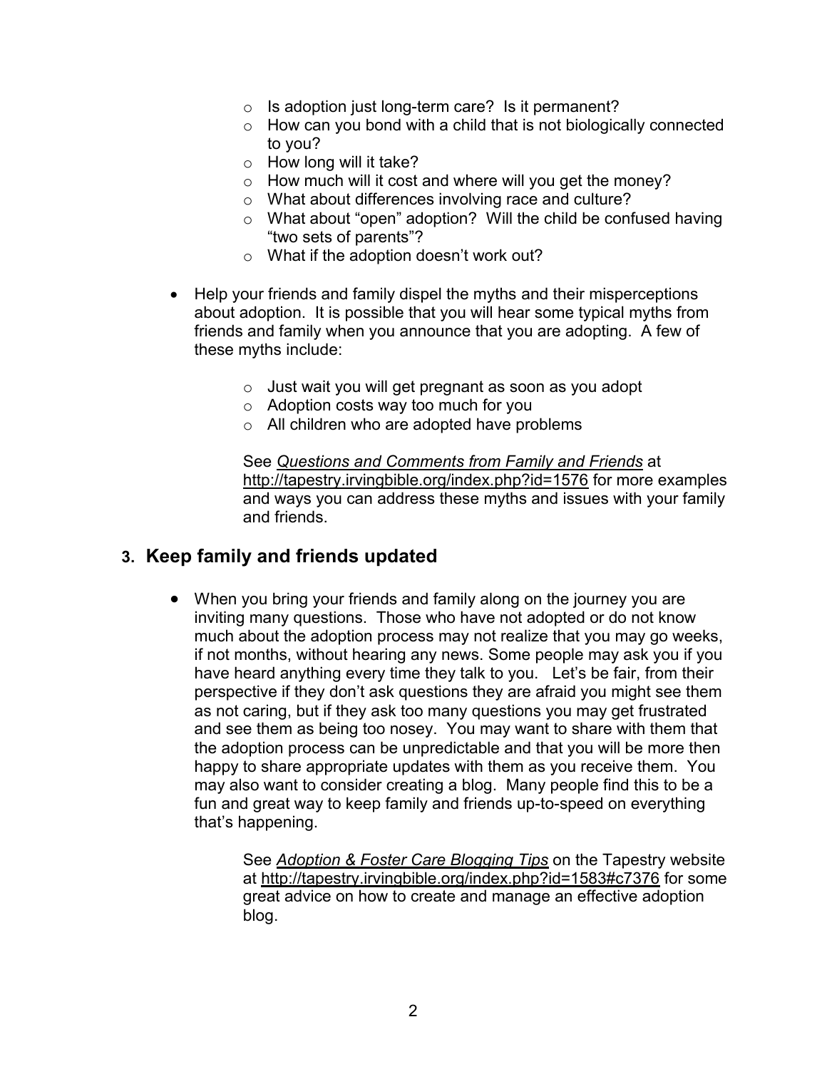- Is adoption just long-term care? Is it permanent?
  - How can you bond with a child that is not biologically connected to you?
  - How long will it take?
  - How much will it cost and where will you get the money?
  - What about differences involving race and culture?
  - What about "open" adoption? Will the child be confused having "two sets of parents"?
  - What if the adoption doesn't work out?

- Help your friends and family dispel the myths and their misperceptions about adoption. It is possible that you will hear some typical myths from friends and family when you announce that you are adopting. A few of these myths include:

  - Just wait you will get pregnant as soon as you adopt
  - Adoption costs way too much for you
  - All children who are adopted have problems

  See *Questions and Comments from Family and Friends* at http://tapestry.irvingbible.org/index.php?id=1576 for more examples and ways you can address these myths and issues with your family and friends.

## 3. Keep family and friends updated

- When you bring your friends and family along on the journey you are inviting many questions. Those who have not adopted or do not know much about the adoption process may not realize that you may go weeks, if not months, without hearing any news. Some people may ask you if you have heard anything every time they talk to you. Let's be fair, from their perspective if they don't ask questions they are afraid you might see them as not caring, but if they ask too many questions you may get frustrated and see them as being too nosey. You may want to share with them that the adoption process can be unpredictable and that you will be more then happy to share appropriate updates with them as you receive them. You may also want to consider creating a blog. Many people find this to be a fun and great way to keep family and friends up-to-speed on everything that's happening.

  See *Adoption & Foster Care Blogging Tips* on the Tapestry website at http://tapestry.irvingbible.org/index.php?id=1583#c7376 for some great advice on how to create and manage an effective adoption blog.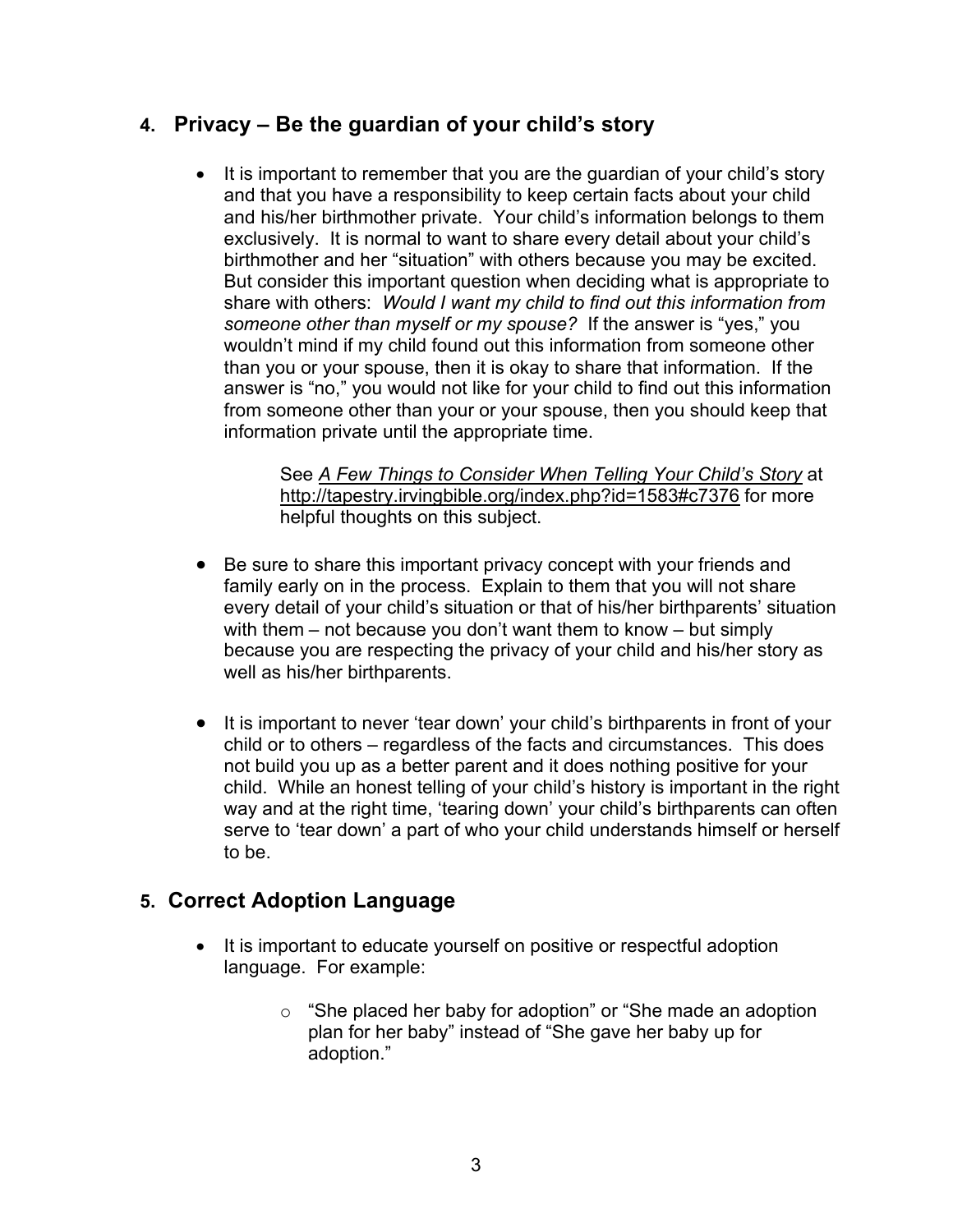## 4. Privacy – Be the guardian of your child's story

- It is important to remember that you are the guardian of your child's story and that you have a responsibility to keep certain facts about your child and his/her birthmother private. Your child's information belongs to them exclusively. It is normal to want to share every detail about your child's birthmother and her "situation" with others because you may be excited. But consider this important question when deciding what is appropriate to share with others: *Would I want my child to find out this information from someone other than myself or my spouse?* If the answer is "yes," you wouldn't mind if my child found out this information from someone other than you or your spouse, then it is okay to share that information. If the answer is "no," you would not like for your child to find out this information from someone other than your or your spouse, then you should keep that information private until the appropriate time.

  See *A Few Things to Consider When Telling Your Child's Story* at http://tapestry.irvingbible.org/index.php?id=1583#c7376 for more helpful thoughts on this subject.

- Be sure to share this important privacy concept with your friends and family early on in the process. Explain to them that you will not share every detail of your child's situation or that of his/her birthparents' situation with them – not because you don't want them to know – but simply because you are respecting the privacy of your child and his/her story as well as his/her birthparents.

- It is important to never 'tear down' your child's birthparents in front of your child or to others – regardless of the facts and circumstances. This does not build you up as a better parent and it does nothing positive for your child. While an honest telling of your child's history is important in the right way and at the right time, 'tearing down' your child's birthparents can often serve to 'tear down' a part of who your child understands himself or herself to be.

## 5. Correct Adoption Language

- It is important to educate yourself on positive or respectful adoption language. For example:
  - "She placed her baby for adoption" or "She made an adoption plan for her baby" instead of "She gave her baby up for adoption."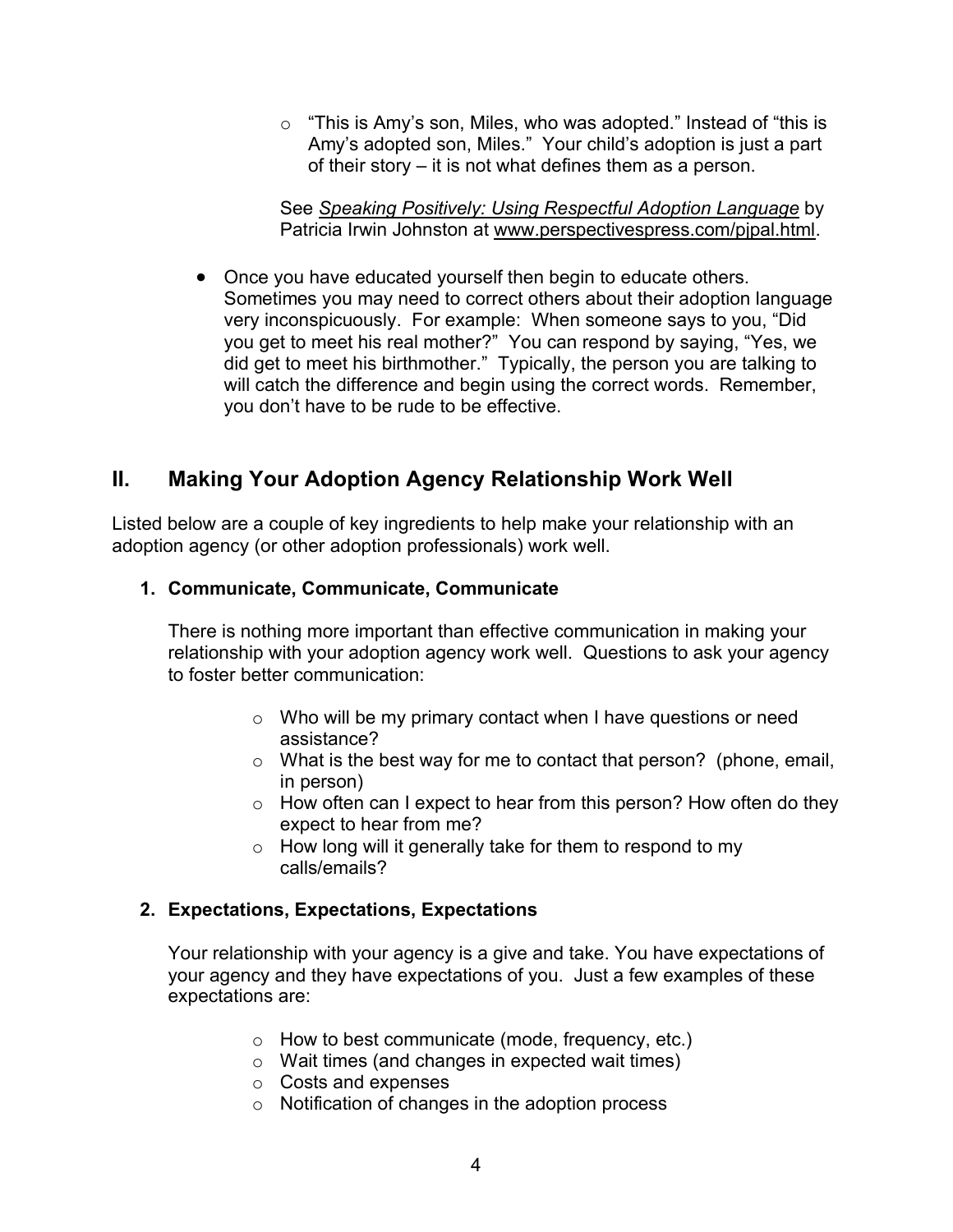- "This is Amy's son, Miles, who was adopted." Instead of "this is Amy's adopted son, Miles." Your child's adoption is just a part of their story – it is not what defines them as a person.

  See *Speaking Positively: Using Respectful Adoption Language* by Patricia Irwin Johnston at www.perspectivespress.com/pjpal.html.

- Once you have educated yourself then begin to educate others. Sometimes you may need to correct others about their adoption language very inconspicuously. For example: When someone says to you, "Did you get to meet his real mother?" You can respond by saying, "Yes, we did get to meet his birthmother." Typically, the person you are talking to will catch the difference and begin using the correct words. Remember, you don't have to be rude to be effective.

## II. Making Your Adoption Agency Relationship Work Well

Listed below are a couple of key ingredients to help make your relationship with an adoption agency (or other adoption professionals) work well.

### 1. Communicate, Communicate, Communicate

There is nothing more important than effective communication in making your relationship with your adoption agency work well. Questions to ask your agency to foster better communication:

- Who will be my primary contact when I have questions or need assistance?
- What is the best way for me to contact that person? (phone, email, in person)
- How often can I expect to hear from this person? How often do they expect to hear from me?
- How long will it generally take for them to respond to my calls/emails?

### 2. Expectations, Expectations, Expectations

Your relationship with your agency is a give and take. You have expectations of your agency and they have expectations of you. Just a few examples of these expectations are:

- How to best communicate (mode, frequency, etc.)
- Wait times (and changes in expected wait times)
- Costs and expenses
- Notification of changes in the adoption process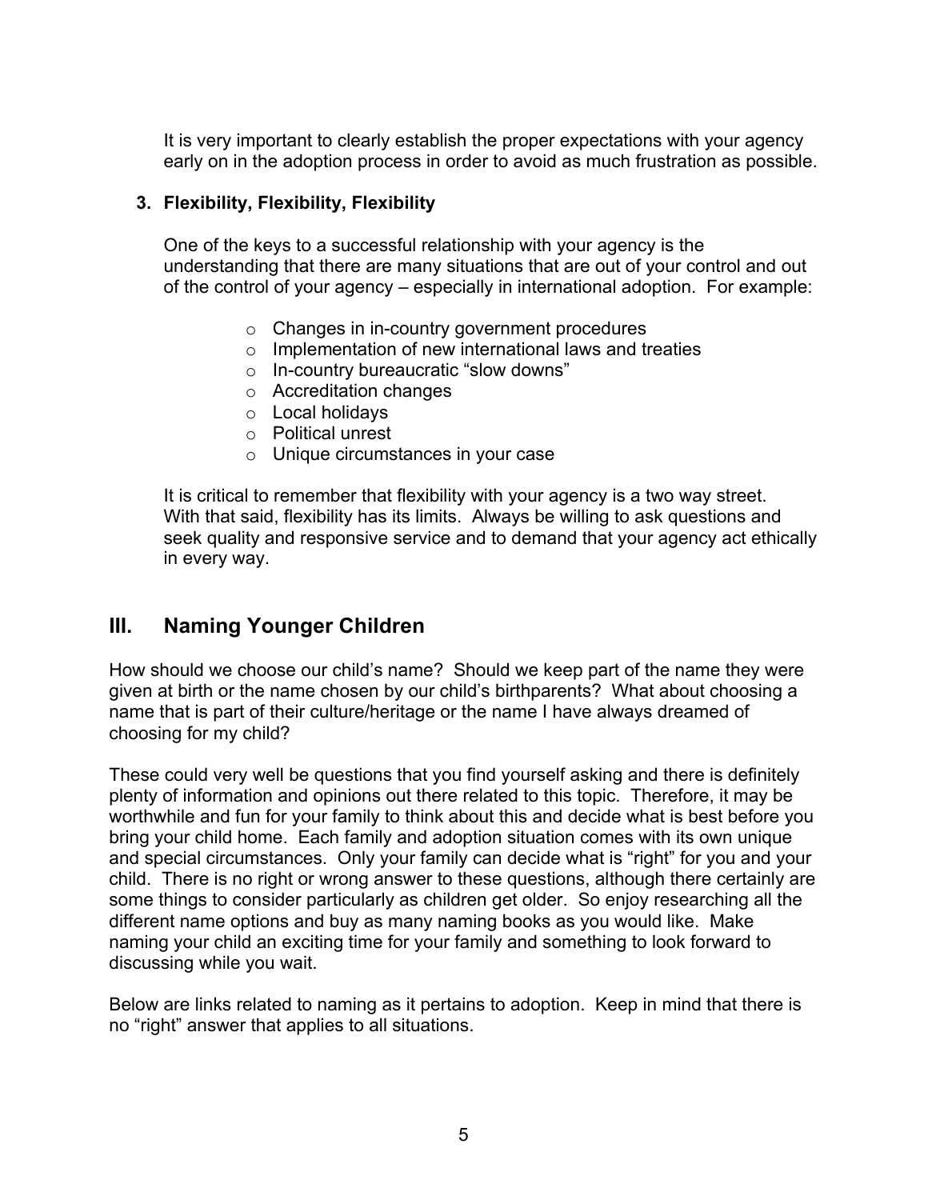It is very important to clearly establish the proper expectations with your agency early on in the adoption process in order to avoid as much frustration as possible.

**3. Flexibility, Flexibility, Flexibility**

One of the keys to a successful relationship with your agency is the understanding that there are many situations that are out of your control and out of the control of your agency – especially in international adoption. For example:

- Changes in in-country government procedures
- Implementation of new international laws and treaties
- In-country bureaucratic "slow downs"
- Accreditation changes
- Local holidays
- Political unrest
- Unique circumstances in your case

It is critical to remember that flexibility with your agency is a two way street. With that said, flexibility has its limits. Always be willing to ask questions and seek quality and responsive service and to demand that your agency act ethically in every way.

## III. Naming Younger Children

How should we choose our child's name? Should we keep part of the name they were given at birth or the name chosen by our child's birthparents? What about choosing a name that is part of their culture/heritage or the name I have always dreamed of choosing for my child?

These could very well be questions that you find yourself asking and there is definitely plenty of information and opinions out there related to this topic. Therefore, it may be worthwhile and fun for your family to think about this and decide what is best before you bring your child home. Each family and adoption situation comes with its own unique and special circumstances. Only your family can decide what is "right" for you and your child. There is no right or wrong answer to these questions, although there certainly are some things to consider particularly as children get older. So enjoy researching all the different name options and buy as many naming books as you would like. Make naming your child an exciting time for your family and something to look forward to discussing while you wait.

Below are links related to naming as it pertains to adoption. Keep in mind that there is no "right" answer that applies to all situations.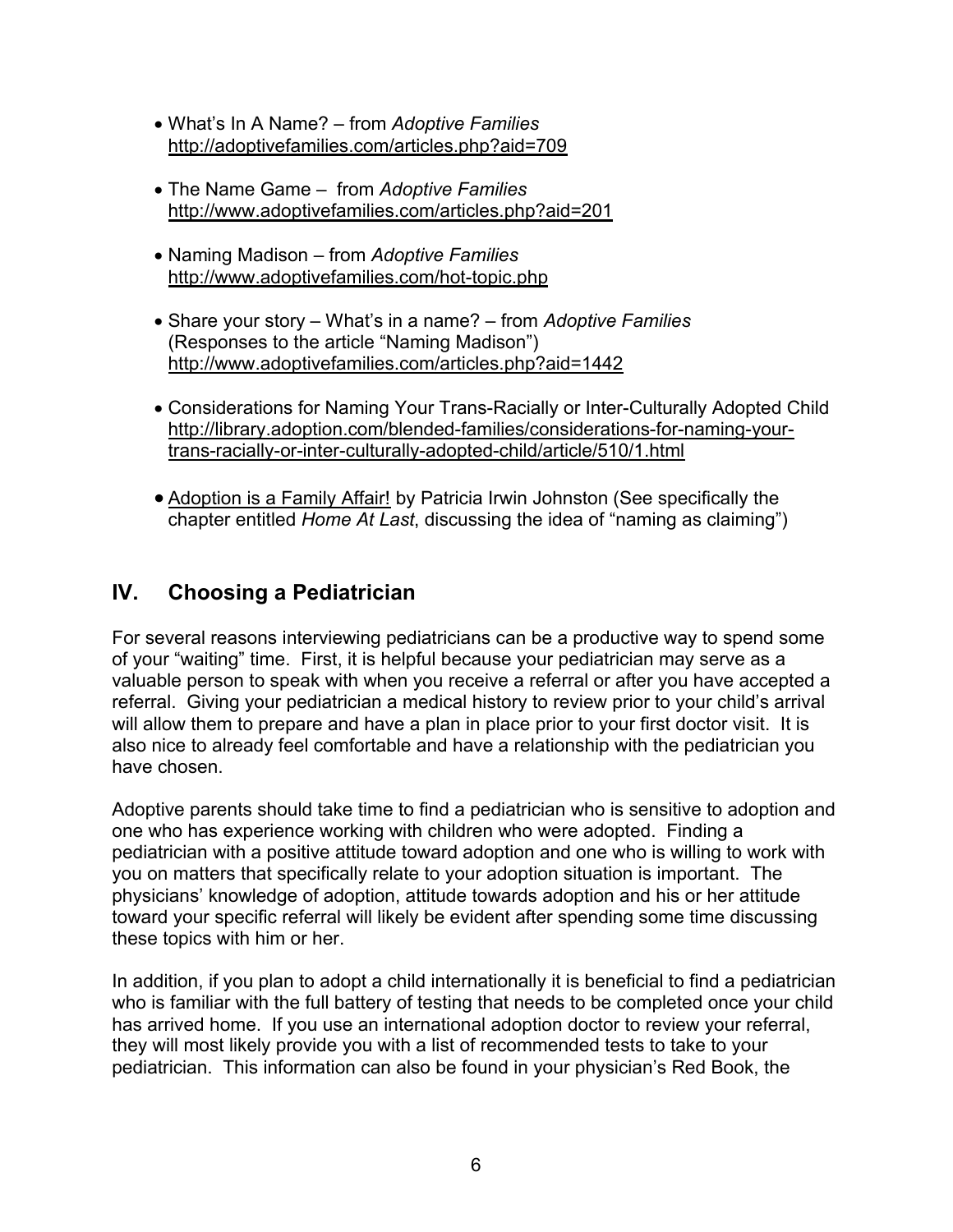- What's In A Name? – from *Adoptive Families*
  http://adoptivefamilies.com/articles.php?aid=709

- The Name Game – from *Adoptive Families*
  http://www.adoptivefamilies.com/articles.php?aid=201

- Naming Madison – from *Adoptive Families*
  http://www.adoptivefamilies.com/hot-topic.php

- Share your story – What's in a name? – from *Adoptive Families*
  (Responses to the article "Naming Madison")
  http://www.adoptivefamilies.com/articles.php?aid=1442

- Considerations for Naming Your Trans-Racially or Inter-Culturally Adopted Child
  http://library.adoption.com/blended-families/considerations-for-naming-your-trans-racially-or-inter-culturally-adopted-child/article/510/1.html

- Adoption is a Family Affair! by Patricia Irwin Johnston (See specifically the chapter entitled *Home At Last*, discussing the idea of "naming as claiming")

## IV. Choosing a Pediatrician

For several reasons interviewing pediatricians can be a productive way to spend some of your "waiting" time. First, it is helpful because your pediatrician may serve as a valuable person to speak with when you receive a referral or after you have accepted a referral. Giving your pediatrician a medical history to review prior to your child's arrival will allow them to prepare and have a plan in place prior to your first doctor visit. It is also nice to already feel comfortable and have a relationship with the pediatrician you have chosen.

Adoptive parents should take time to find a pediatrician who is sensitive to adoption and one who has experience working with children who were adopted. Finding a pediatrician with a positive attitude toward adoption and one who is willing to work with you on matters that specifically relate to your adoption situation is important. The physicians' knowledge of adoption, attitude towards adoption and his or her attitude toward your specific referral will likely be evident after spending some time discussing these topics with him or her.

In addition, if you plan to adopt a child internationally it is beneficial to find a pediatrician who is familiar with the full battery of testing that needs to be completed once your child has arrived home. If you use an international adoption doctor to review your referral, they will most likely provide you with a list of recommended tests to take to your pediatrician. This information can also be found in your physician's Red Book, the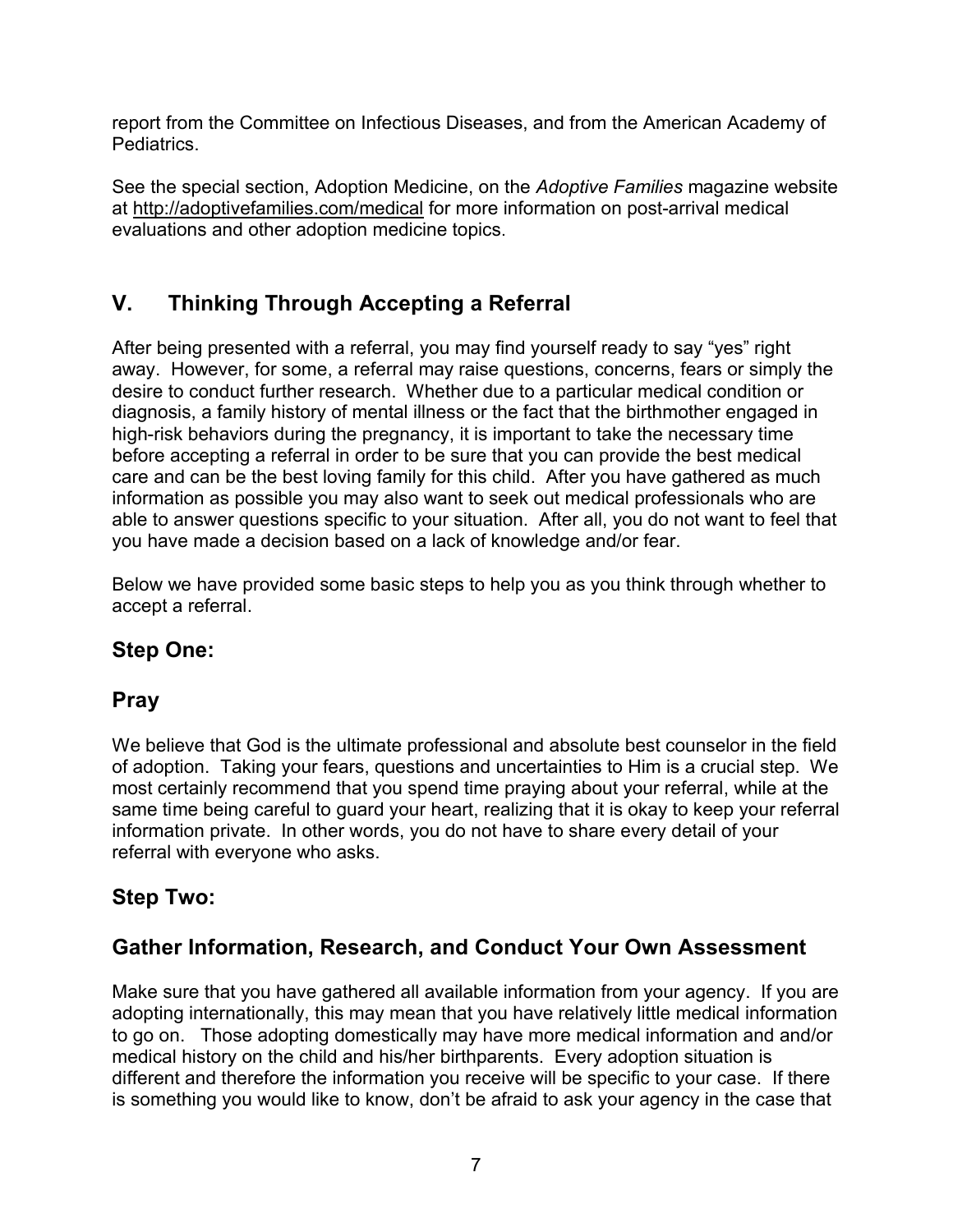report from the Committee on Infectious Diseases, and from the American Academy of Pediatrics.

See the special section, Adoption Medicine, on the *Adoptive Families* magazine website at http://adoptivefamilies.com/medical for more information on post-arrival medical evaluations and other adoption medicine topics.

## V. Thinking Through Accepting a Referral

After being presented with a referral, you may find yourself ready to say "yes" right away. However, for some, a referral may raise questions, concerns, fears or simply the desire to conduct further research. Whether due to a particular medical condition or diagnosis, a family history of mental illness or the fact that the birthmother engaged in high-risk behaviors during the pregnancy, it is important to take the necessary time before accepting a referral in order to be sure that you can provide the best medical care and can be the best loving family for this child. After you have gathered as much information as possible you may also want to seek out medical professionals who are able to answer questions specific to your situation. After all, you do not want to feel that you have made a decision based on a lack of knowledge and/or fear.

Below we have provided some basic steps to help you as you think through whether to accept a referral.

### Step One:

### Pray

We believe that God is the ultimate professional and absolute best counselor in the field of adoption. Taking your fears, questions and uncertainties to Him is a crucial step. We most certainly recommend that you spend time praying about your referral, while at the same time being careful to guard your heart, realizing that it is okay to keep your referral information private. In other words, you do not have to share every detail of your referral with everyone who asks.

### Step Two:

### Gather Information, Research, and Conduct Your Own Assessment

Make sure that you have gathered all available information from your agency. If you are adopting internationally, this may mean that you have relatively little medical information to go on. Those adopting domestically may have more medical information and and/or medical history on the child and his/her birthparents. Every adoption situation is different and therefore the information you receive will be specific to your case. If there is something you would like to know, don't be afraid to ask your agency in the case that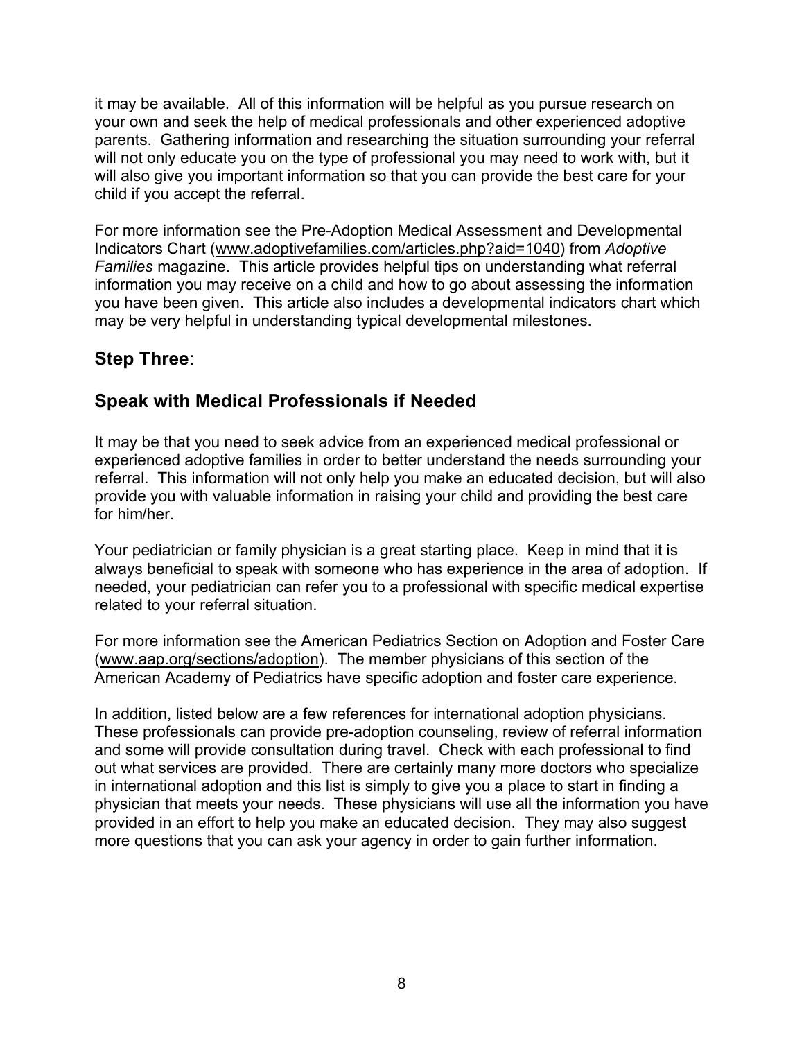it may be available. All of this information will be helpful as you pursue research on your own and seek the help of medical professionals and other experienced adoptive parents. Gathering information and researching the situation surrounding your referral will not only educate you on the type of professional you may need to work with, but it will also give you important information so that you can provide the best care for your child if you accept the referral.

For more information see the Pre-Adoption Medical Assessment and Developmental Indicators Chart (www.adoptivefamilies.com/articles.php?aid=1040) from *Adoptive Families* magazine. This article provides helpful tips on understanding what referral information you may receive on a child and how to go about assessing the information you have been given. This article also includes a developmental indicators chart which may be very helpful in understanding typical developmental milestones.

## **Step Three**:

## Speak with Medical Professionals if Needed

It may be that you need to seek advice from an experienced medical professional or experienced adoptive families in order to better understand the needs surrounding your referral. This information will not only help you make an educated decision, but will also provide you with valuable information in raising your child and providing the best care for him/her.

Your pediatrician or family physician is a great starting place. Keep in mind that it is always beneficial to speak with someone who has experience in the area of adoption. If needed, your pediatrician can refer you to a professional with specific medical expertise related to your referral situation.

For more information see the American Pediatrics Section on Adoption and Foster Care (www.aap.org/sections/adoption). The member physicians of this section of the American Academy of Pediatrics have specific adoption and foster care experience.

In addition, listed below are a few references for international adoption physicians. These professionals can provide pre-adoption counseling, review of referral information and some will provide consultation during travel. Check with each professional to find out what services are provided. There are certainly many more doctors who specialize in international adoption and this list is simply to give you a place to start in finding a physician that meets your needs. These physicians will use all the information you have provided in an effort to help you make an educated decision. They may also suggest more questions that you can ask your agency in order to gain further information.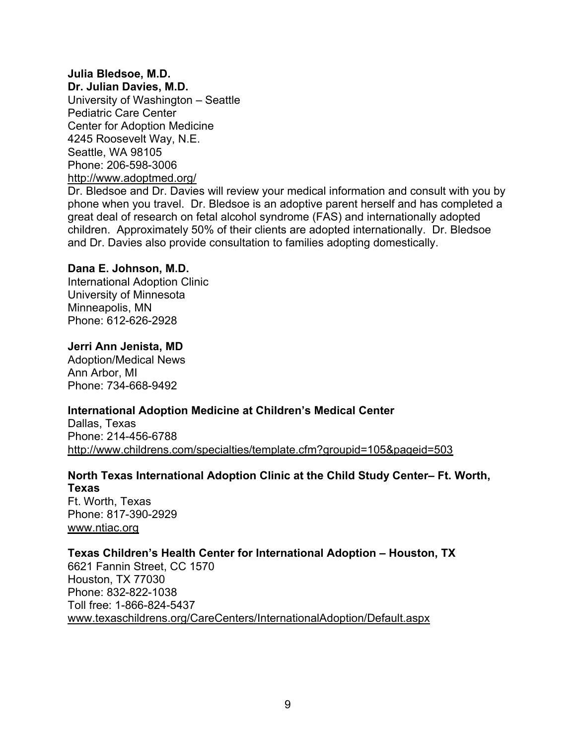**Julia Bledsoe, M.D.**
**Dr. Julian Davies, M.D.**
University of Washington – Seattle
Pediatric Care Center
Center for Adoption Medicine
4245 Roosevelt Way, N.E.
Seattle, WA 98105
Phone: 206-598-3006
http://www.adoptmed.org/
Dr. Bledsoe and Dr. Davies will review your medical information and consult with you by phone when you travel. Dr. Bledsoe is an adoptive parent herself and has completed a great deal of research on fetal alcohol syndrome (FAS) and internationally adopted children. Approximately 50% of their clients are adopted internationally. Dr. Bledsoe and Dr. Davies also provide consultation to families adopting domestically.

**Dana E. Johnson, M.D.**
International Adoption Clinic
University of Minnesota
Minneapolis, MN
Phone: 612-626-2928

**Jerri Ann Jenista, MD**
Adoption/Medical News
Ann Arbor, MI
Phone: 734-668-9492

**International Adoption Medicine at Children's Medical Center**
Dallas, Texas
Phone: 214-456-6788
http://www.childrens.com/specialties/template.cfm?groupid=105&pageid=503

**North Texas International Adoption Clinic at the Child Study Center– Ft. Worth, Texas**
Ft. Worth, Texas
Phone: 817-390-2929
www.ntiac.org

**Texas Children's Health Center for International Adoption – Houston, TX**
6621 Fannin Street, CC 1570
Houston, TX 77030
Phone: 832-822-1038
Toll free: 1-866-824-5437
www.texaschildrens.org/CareCenters/InternationalAdoption/Default.aspx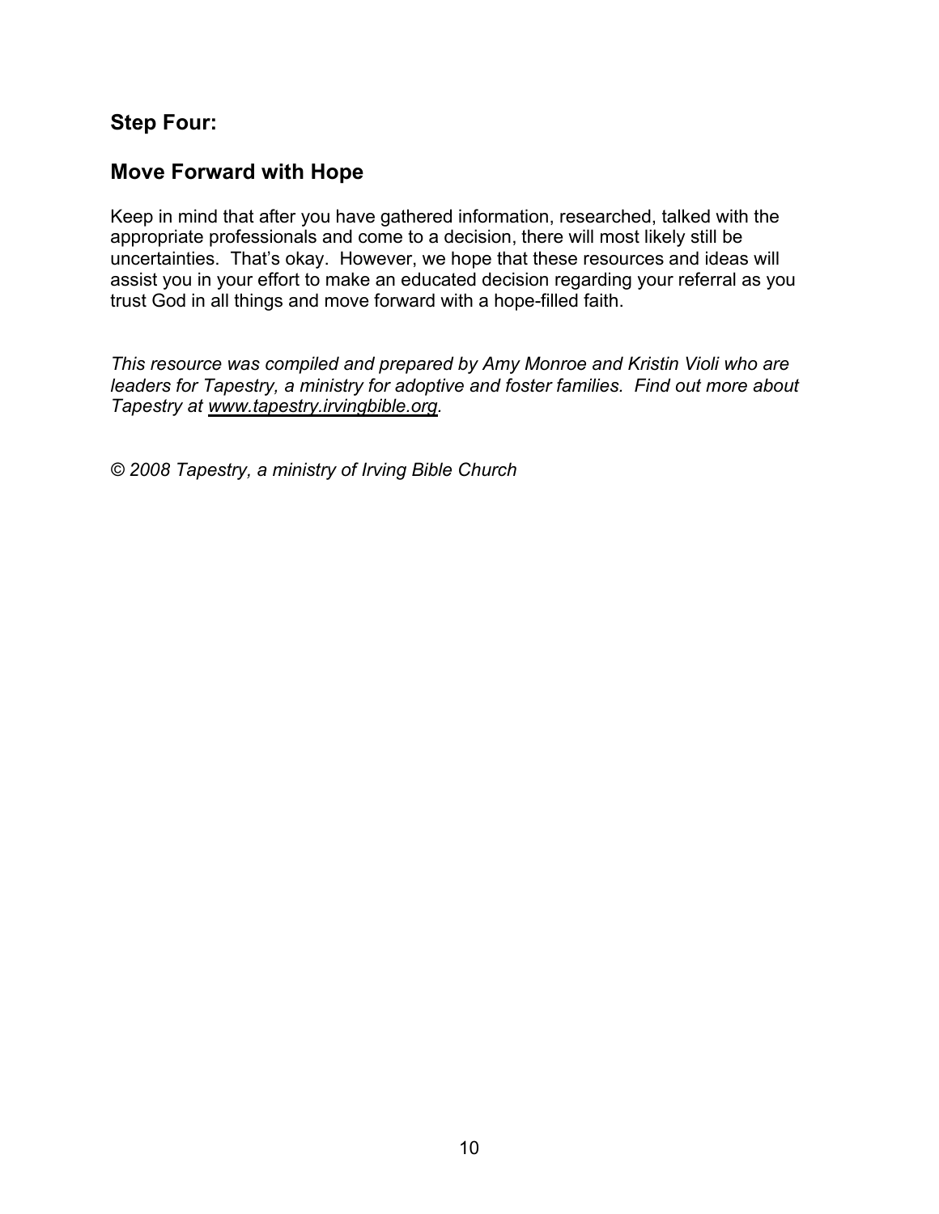## Step Four:

## Move Forward with Hope

Keep in mind that after you have gathered information, researched, talked with the appropriate professionals and come to a decision, there will most likely still be uncertainties. That's okay. However, we hope that these resources and ideas will assist you in your effort to make an educated decision regarding your referral as you trust God in all things and move forward with a hope-filled faith.

*This resource was compiled and prepared by Amy Monroe and Kristin Violi who are leaders for Tapestry, a ministry for adoptive and foster families. Find out more about Tapestry at www.tapestry.irvingbible.org.*

*© 2008 Tapestry, a ministry of Irving Bible Church*